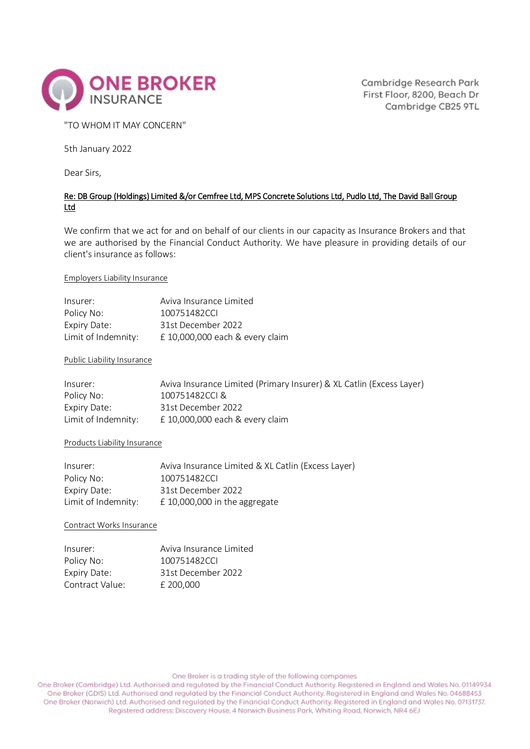ONE BROKER INSURANCE

Cambridge Research Park
First Floor, 8200, Beach Dr
Cambridge CB25 9TL

"TO WHOM IT MAY CONCERN"

5th January 2022

Dear Sirs,

**Re: DB Group (Holdings) Limited &/or Cemfree Ltd, MPS Concrete Solutions Ltd, Pudlo Ltd, The David Ball Group Ltd**

We confirm that we act for and on behalf of our clients in our capacity as Insurance Brokers and that we are authorised by the Financial Conduct Authority. We have pleasure in providing details of our client's insurance as follows:

Employers Liability Insurance

| | |
|---|---|
| Insurer: | Aviva Insurance Limited |
| Policy No: | 100751482CCI |
| Expiry Date: | 31st December 2022 |
| Limit of Indemnity: | £ 10,000,000 each & every claim |

Public Liability Insurance

| | |
|---|---|
| Insurer: | Aviva Insurance Limited (Primary Insurer) & XL Catlin (Excess Layer) |
| Policy No: | 100751482CCI & |
| Expiry Date: | 31st December 2022 |
| Limit of Indemnity: | £ 10,000,000 each & every claim |

Products Liability Insurance

| | |
|---|---|
| Insurer: | Aviva Insurance Limited & XL Catlin (Excess Layer) |
| Policy No: | 100751482CCI |
| Expiry Date: | 31st December 2022 |
| Limit of Indemnity: | £ 10,000,000 in the aggregate |

Contract Works Insurance

| | |
|---|---|
| Insurer: | Aviva Insurance Limited |
| Policy No: | 100751482CCI |
| Expiry Date: | 31st December 2022 |
| Contract Value: | £ 200,000 |

One Broker is a trading style of the following companies
One Broker (Cambridge) Ltd. Authorised and regulated by the Financial Conduct Authority. Registered in England and Wales No. 01149934
One Broker (GDIS) Ltd. Authorised and regulated by the Financial Conduct Authority. Registered in England and Wales No. 04688453
One Broker (Norwich) Ltd. Authorised and regulated by the Financial Conduct Authority. Registered in England and Wales No. 07131737.
Registered address: Discovery House, 4 Norwich Business Park, Whiting Road, Norwich, NR4 6EJ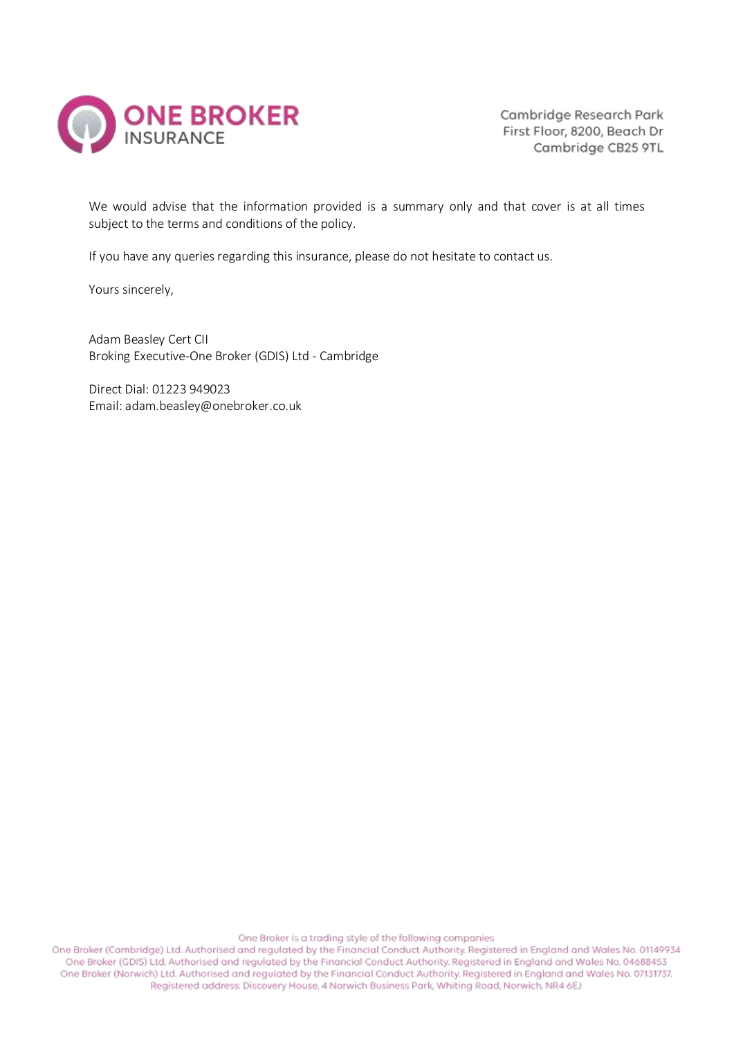ONE BROKER INSURANCE

Cambridge Research Park
First Floor, 8200, Beach Dr
Cambridge CB25 9TL

We would advise that the information provided is a summary only and that cover is at all times subject to the terms and conditions of the policy.

If you have any queries regarding this insurance, please do not hesitate to contact us.

Yours sincerely,

Adam Beasley Cert CII
Broking Executive-One Broker (GDIS) Ltd - Cambridge

Direct Dial: 01223 949023
Email: adam.beasley@onebroker.co.uk

One Broker is a trading style of the following companies
One Broker (Cambridge) Ltd. Authorised and regulated by the Financial Conduct Authority. Registered in England and Wales No. 01149934
One Broker (GDIS) Ltd. Authorised and regulated by the Financial Conduct Authority. Registered in England and Wales No. 04688453
One Broker (Norwich) Ltd. Authorised and regulated by the Financial Conduct Authority. Registered in England and Wales No. 07131737.
Registered address: Discovery House, 4 Norwich Business Park, Whiting Road, Norwich, NR4 6EJ